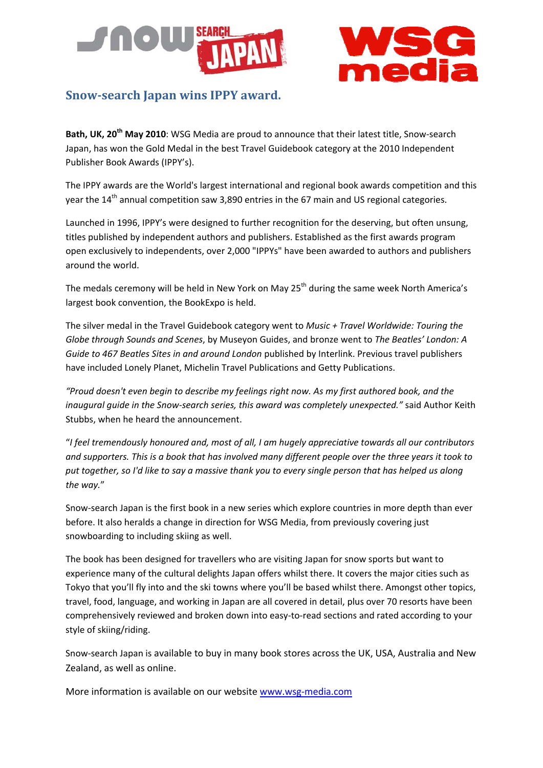## Snow-search Japan wins IPPY award.

**Bath, UK, 20th May 2010**: WSG Media are proud to announce that their latest title, Snow-search Japan, has won the Gold Medal in the best Travel Guidebook category at the 2010 Independent Publisher Book Awards (IPPY's).

The IPPY awards are the World's largest international and regional book awards competition and this year the 14th annual competition saw 3,890 entries in the 67 main and US regional categories.

Launched in 1996, IPPY's were designed to further recognition for the deserving, but often unsung, titles published by independent authors and publishers. Established as the first awards program open exclusively to independents, over 2,000 "IPPYs" have been awarded to authors and publishers around the world.

The medals ceremony will be held in New York on May 25th during the same week North America's largest book convention, the BookExpo is held.

The silver medal in the Travel Guidebook category went to *Music + Travel Worldwide: Touring the Globe through Sounds and Scenes*, by Museyon Guides, and bronze went to *The Beatles' London: A Guide to 467 Beatles Sites in and around London* published by Interlink. Previous travel publishers have included Lonely Planet, Michelin Travel Publications and Getty Publications.

*"Proud doesn't even begin to describe my feelings right now. As my first authored book, and the inaugural guide in the Snow-search series, this award was completely unexpected."* said Author Keith Stubbs, when he heard the announcement.

"*I feel tremendously honoured and, most of all, I am hugely appreciative towards all our contributors and supporters. This is a book that has involved many different people over the three years it took to put together, so I'd like to say a massive thank you to every single person that has helped us along the way.*"

Snow-search Japan is the first book in a new series which explore countries in more depth than ever before. It also heralds a change in direction for WSG Media, from previously covering just snowboarding to including skiing as well.

The book has been designed for travellers who are visiting Japan for snow sports but want to experience many of the cultural delights Japan offers whilst there. It covers the major cities such as Tokyo that you'll fly into and the ski towns where you'll be based whilst there. Amongst other topics, travel, food, language, and working in Japan are all covered in detail, plus over 70 resorts have been comprehensively reviewed and broken down into easy-to-read sections and rated according to your style of skiing/riding.

Snow-search Japan is available to buy in many book stores across the UK, USA, Australia and New Zealand, as well as online.

More information is available on our website [www.wsg-media.com](http://www.wsg-media.com)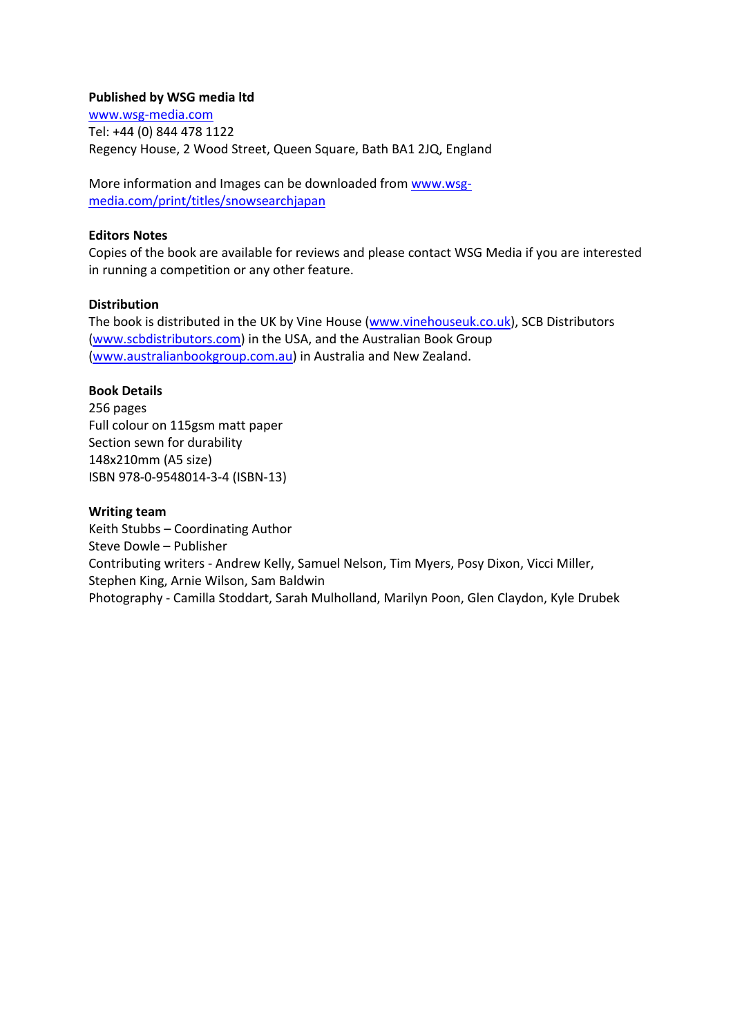**Published by WSG media ltd**
www.wsg-media.com
Tel: +44 (0) 844 478 1122
Regency House, 2 Wood Street, Queen Square, Bath BA1 2JQ, England

More information and Images can be downloaded from www.wsg-media.com/print/titles/snowsearchjapan

**Editors Notes**
Copies of the book are available for reviews and please contact WSG Media if you are interested in running a competition or any other feature.

**Distribution**
The book is distributed in the UK by Vine House (www.vinehouseuk.co.uk), SCB Distributors (www.scbdistributors.com) in the USA, and the Australian Book Group (www.australianbookgroup.com.au) in Australia and New Zealand.

**Book Details**
256 pages
Full colour on 115gsm matt paper
Section sewn for durability
148x210mm (A5 size)
ISBN 978-0-9548014-3-4 (ISBN-13)

**Writing team**
Keith Stubbs – Coordinating Author
Steve Dowle – Publisher
Contributing writers - Andrew Kelly, Samuel Nelson, Tim Myers, Posy Dixon, Vicci Miller, Stephen King, Arnie Wilson, Sam Baldwin
Photography - Camilla Stoddart, Sarah Mulholland, Marilyn Poon, Glen Claydon, Kyle Drubek